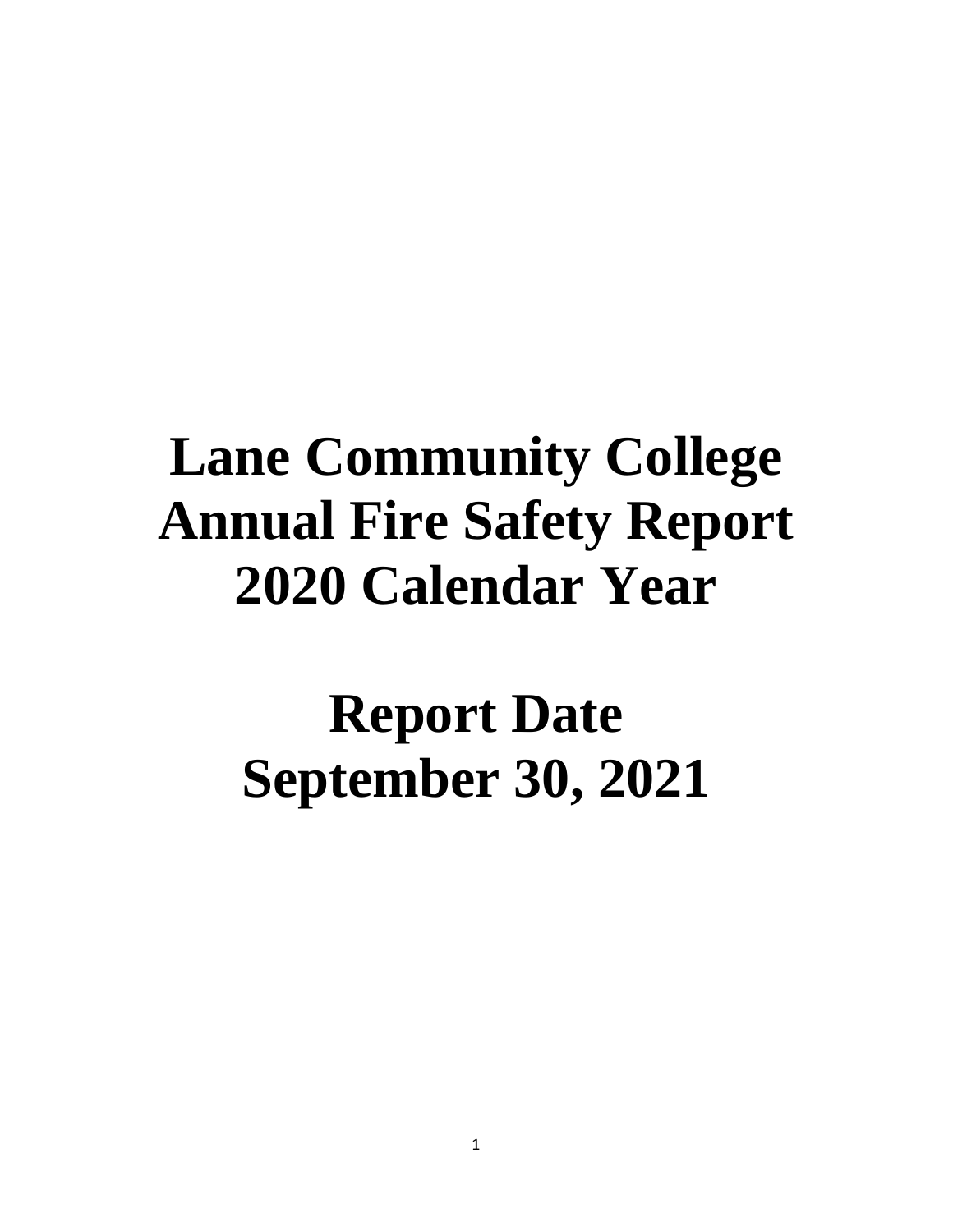# Lane Community College Annual Fire Safety Report 2020 Calendar Year

# Report Date September 30, 2021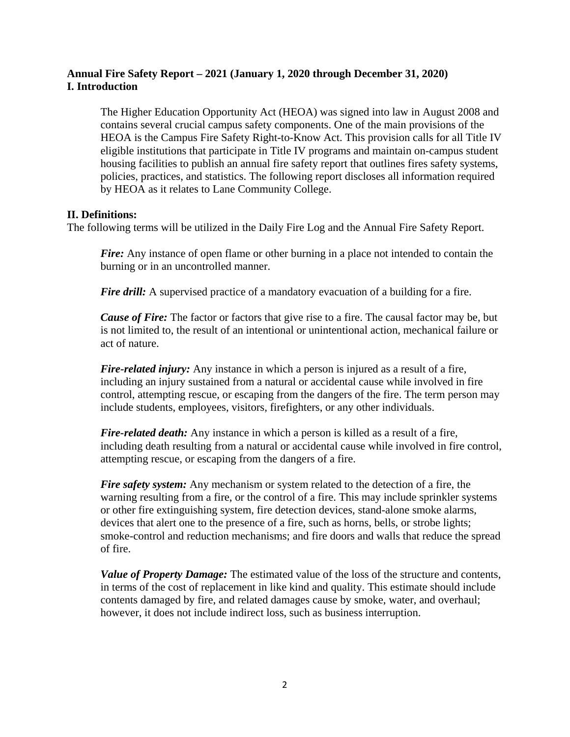**Annual Fire Safety Report – 2021 (January 1, 2020 through December 31, 2020)**

## I. Introduction

The Higher Education Opportunity Act (HEOA) was signed into law in August 2008 and contains several crucial campus safety components. One of the main provisions of the HEOA is the Campus Fire Safety Right-to-Know Act. This provision calls for all Title IV eligible institutions that participate in Title IV programs and maintain on-campus student housing facilities to publish an annual fire safety report that outlines fires safety systems, policies, practices, and statistics. The following report discloses all information required by HEOA as it relates to Lane Community College.

## II. Definitions:

The following terms will be utilized in the Daily Fire Log and the Annual Fire Safety Report.

***Fire:*** Any instance of open flame or other burning in a place not intended to contain the burning or in an uncontrolled manner.

***Fire drill:*** A supervised practice of a mandatory evacuation of a building for a fire.

***Cause of Fire:*** The factor or factors that give rise to a fire. The causal factor may be, but is not limited to, the result of an intentional or unintentional action, mechanical failure or act of nature.

***Fire-related injury:*** Any instance in which a person is injured as a result of a fire, including an injury sustained from a natural or accidental cause while involved in fire control, attempting rescue, or escaping from the dangers of the fire. The term person may include students, employees, visitors, firefighters, or any other individuals.

***Fire-related death:*** Any instance in which a person is killed as a result of a fire, including death resulting from a natural or accidental cause while involved in fire control, attempting rescue, or escaping from the dangers of a fire.

***Fire safety system:*** Any mechanism or system related to the detection of a fire, the warning resulting from a fire, or the control of a fire. This may include sprinkler systems or other fire extinguishing system, fire detection devices, stand-alone smoke alarms, devices that alert one to the presence of a fire, such as horns, bells, or strobe lights; smoke-control and reduction mechanisms; and fire doors and walls that reduce the spread of fire.

***Value of Property Damage:*** The estimated value of the loss of the structure and contents, in terms of the cost of replacement in like kind and quality. This estimate should include contents damaged by fire, and related damages cause by smoke, water, and overhaul; however, it does not include indirect loss, such as business interruption.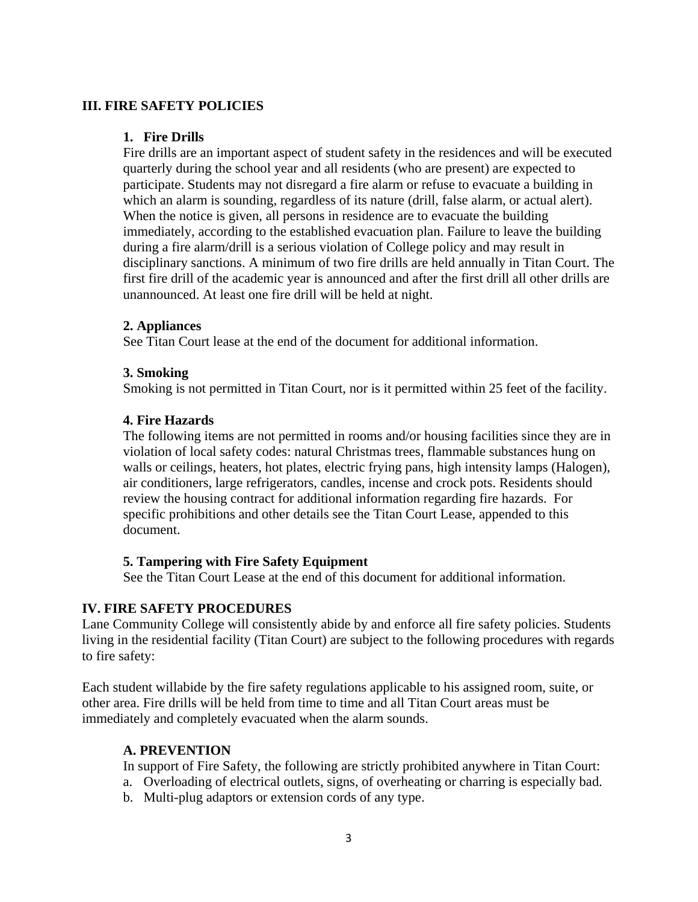## III. FIRE SAFETY POLICIES

### 1. Fire Drills

Fire drills are an important aspect of student safety in the residences and will be executed quarterly during the school year and all residents (who are present) are expected to participate. Students may not disregard a fire alarm or refuse to evacuate a building in which an alarm is sounding, regardless of its nature (drill, false alarm, or actual alert). When the notice is given, all persons in residence are to evacuate the building immediately, according to the established evacuation plan. Failure to leave the building during a fire alarm/drill is a serious violation of College policy and may result in disciplinary sanctions. A minimum of two fire drills are held annually in Titan Court. The first fire drill of the academic year is announced and after the first drill all other drills are unannounced. At least one fire drill will be held at night.

### 2. Appliances

See Titan Court lease at the end of the document for additional information.

### 3. Smoking

Smoking is not permitted in Titan Court, nor is it permitted within 25 feet of the facility.

### 4. Fire Hazards

The following items are not permitted in rooms and/or housing facilities since they are in violation of local safety codes: natural Christmas trees, flammable substances hung on walls or ceilings, heaters, hot plates, electric frying pans, high intensity lamps (Halogen), air conditioners, large refrigerators, candles, incense and crock pots. Residents should review the housing contract for additional information regarding fire hazards. For specific prohibitions and other details see the Titan Court Lease, appended to this document.

### 5. Tampering with Fire Safety Equipment

See the Titan Court Lease at the end of this document for additional information.

## IV. FIRE SAFETY PROCEDURES

Lane Community College will consistently abide by and enforce all fire safety policies. Students living in the residential facility (Titan Court) are subject to the following procedures with regards to fire safety:

Each student willabide by the fire safety regulations applicable to his assigned room, suite, or other area. Fire drills will be held from time to time and all Titan Court areas must be immediately and completely evacuated when the alarm sounds.

### A. PREVENTION

In support of Fire Safety, the following are strictly prohibited anywhere in Titan Court:

a. Overloading of electrical outlets, signs, of overheating or charring is especially bad.
b. Multi-plug adaptors or extension cords of any type.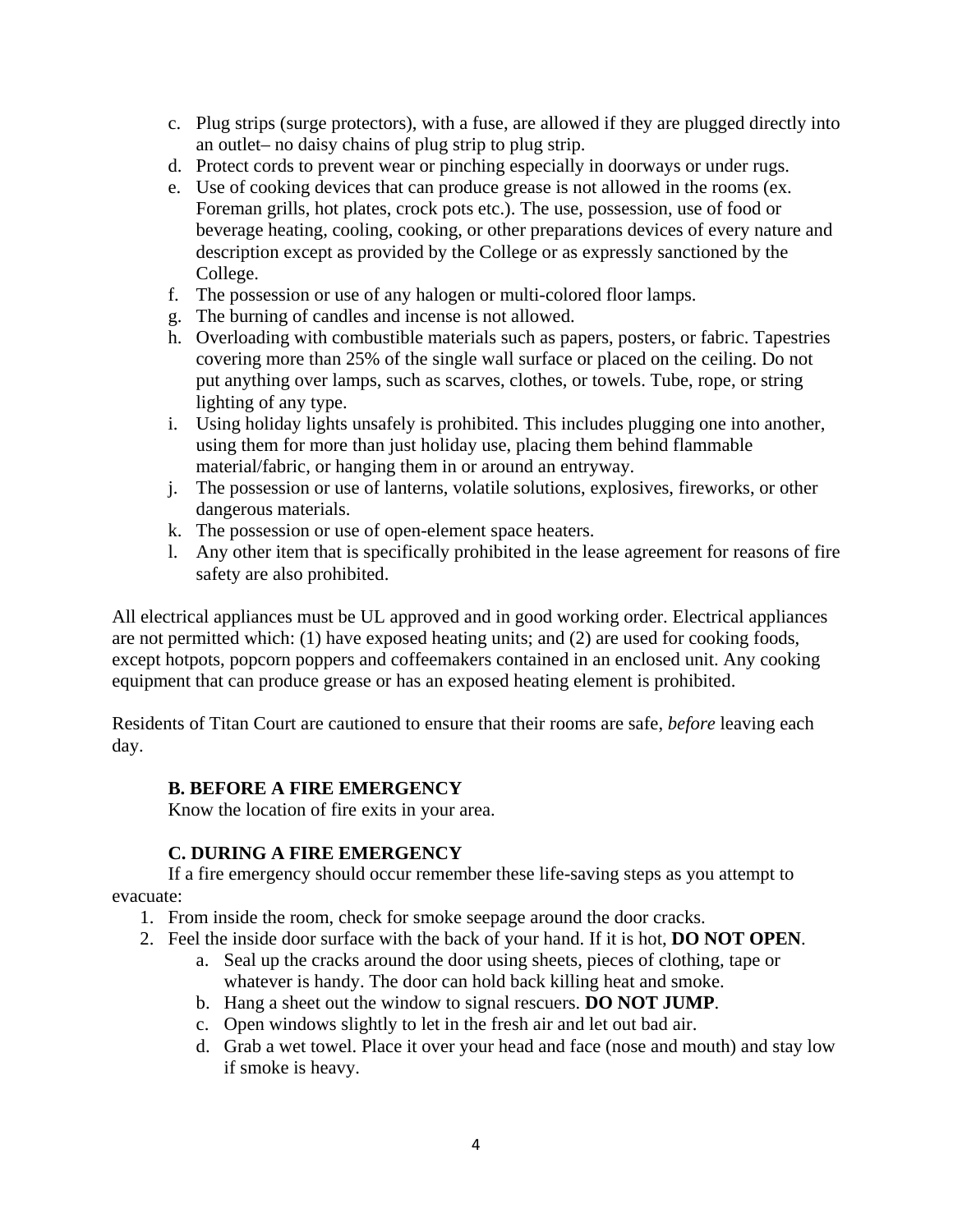c. Plug strips (surge protectors), with a fuse, are allowed if they are plugged directly into an outlet– no daisy chains of plug strip to plug strip.
d. Protect cords to prevent wear or pinching especially in doorways or under rugs.
e. Use of cooking devices that can produce grease is not allowed in the rooms (ex. Foreman grills, hot plates, crock pots etc.). The use, possession, use of food or beverage heating, cooling, cooking, or other preparations devices of every nature and description except as provided by the College or as expressly sanctioned by the College.
f. The possession or use of any halogen or multi-colored floor lamps.
g. The burning of candles and incense is not allowed.
h. Overloading with combustible materials such as papers, posters, or fabric. Tapestries covering more than 25% of the single wall surface or placed on the ceiling. Do not put anything over lamps, such as scarves, clothes, or towels. Tube, rope, or string lighting of any type.
i. Using holiday lights unsafely is prohibited. This includes plugging one into another, using them for more than just holiday use, placing them behind flammable material/fabric, or hanging them in or around an entryway.
j. The possession or use of lanterns, volatile solutions, explosives, fireworks, or other dangerous materials.
k. The possession or use of open-element space heaters.
l. Any other item that is specifically prohibited in the lease agreement for reasons of fire safety are also prohibited.

All electrical appliances must be UL approved and in good working order. Electrical appliances are not permitted which: (1) have exposed heating units; and (2) are used for cooking foods, except hotpots, popcorn poppers and coffeemakers contained in an enclosed unit. Any cooking equipment that can produce grease or has an exposed heating element is prohibited.

Residents of Titan Court are cautioned to ensure that their rooms are safe, *before* leaving each day.

### B. BEFORE A FIRE EMERGENCY

Know the location of fire exits in your area.

### C. DURING A FIRE EMERGENCY

If a fire emergency should occur remember these life-saving steps as you attempt to evacuate:

1. From inside the room, check for smoke seepage around the door cracks.
2. Feel the inside door surface with the back of your hand. If it is hot, **DO NOT OPEN**.
    a. Seal up the cracks around the door using sheets, pieces of clothing, tape or whatever is handy. The door can hold back killing heat and smoke.
    b. Hang a sheet out the window to signal rescuers. **DO NOT JUMP**.
    c. Open windows slightly to let in the fresh air and let out bad air.
    d. Grab a wet towel. Place it over your head and face (nose and mouth) and stay low if smoke is heavy.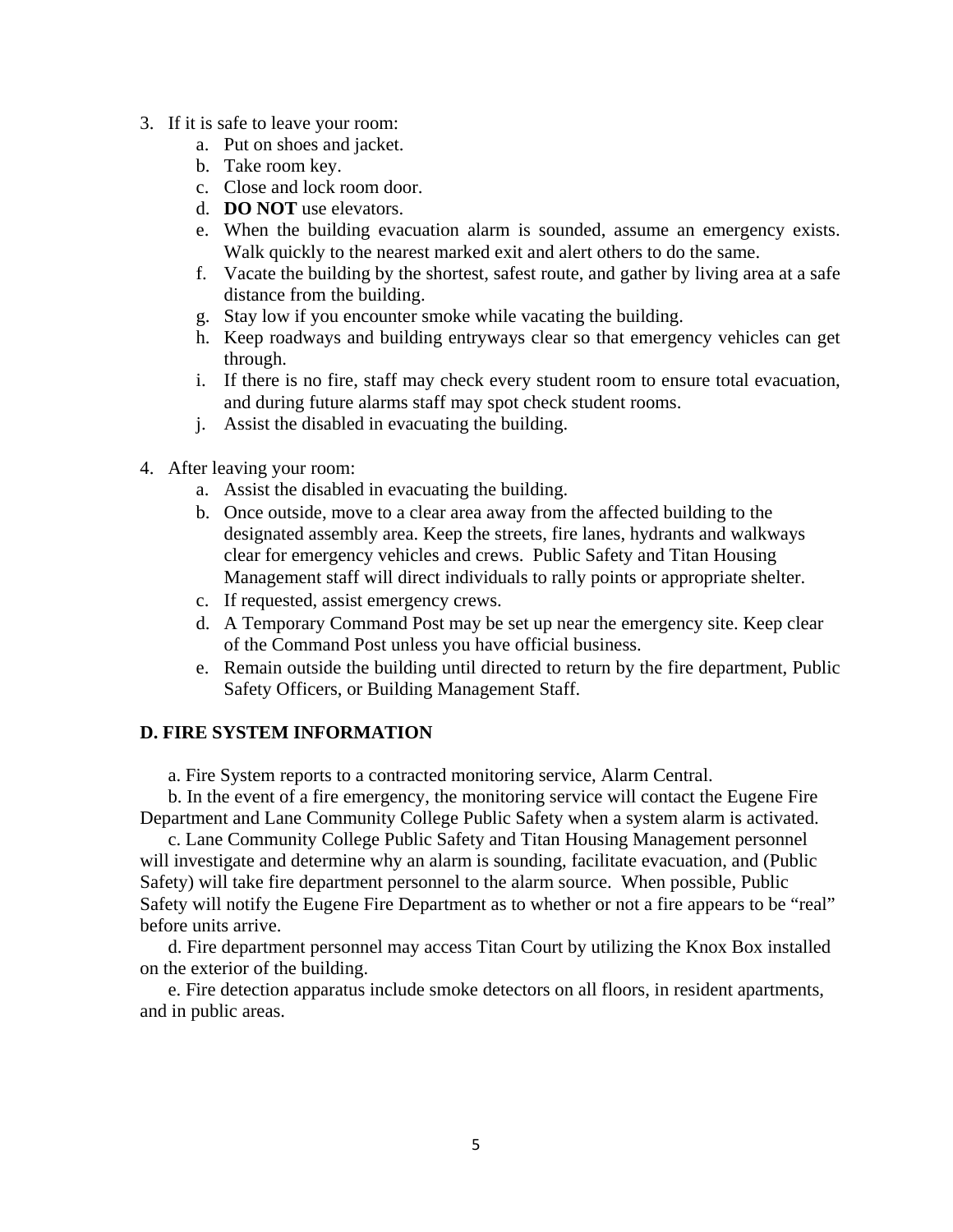3. If it is safe to leave your room:
    a. Put on shoes and jacket.
    b. Take room key.
    c. Close and lock room door.
    d. **DO NOT** use elevators.
    e. When the building evacuation alarm is sounded, assume an emergency exists. Walk quickly to the nearest marked exit and alert others to do the same.
    f. Vacate the building by the shortest, safest route, and gather by living area at a safe distance from the building.
    g. Stay low if you encounter smoke while vacating the building.
    h. Keep roadways and building entryways clear so that emergency vehicles can get through.
    i. If there is no fire, staff may check every student room to ensure total evacuation, and during future alarms staff may spot check student rooms.
    j. Assist the disabled in evacuating the building.

4. After leaving your room:
    a. Assist the disabled in evacuating the building.
    b. Once outside, move to a clear area away from the affected building to the designated assembly area. Keep the streets, fire lanes, hydrants and walkways clear for emergency vehicles and crews. Public Safety and Titan Housing Management staff will direct individuals to rally points or appropriate shelter.
    c. If requested, assist emergency crews.
    d. A Temporary Command Post may be set up near the emergency site. Keep clear of the Command Post unless you have official business.
    e. Remain outside the building until directed to return by the fire department, Public Safety Officers, or Building Management Staff.

**D. FIRE SYSTEM INFORMATION**

a. Fire System reports to a contracted monitoring service, Alarm Central.

b. In the event of a fire emergency, the monitoring service will contact the Eugene Fire Department and Lane Community College Public Safety when a system alarm is activated.

c. Lane Community College Public Safety and Titan Housing Management personnel will investigate and determine why an alarm is sounding, facilitate evacuation, and (Public Safety) will take fire department personnel to the alarm source. When possible, Public Safety will notify the Eugene Fire Department as to whether or not a fire appears to be "real" before units arrive.

d. Fire department personnel may access Titan Court by utilizing the Knox Box installed on the exterior of the building.

e. Fire detection apparatus include smoke detectors on all floors, in resident apartments, and in public areas.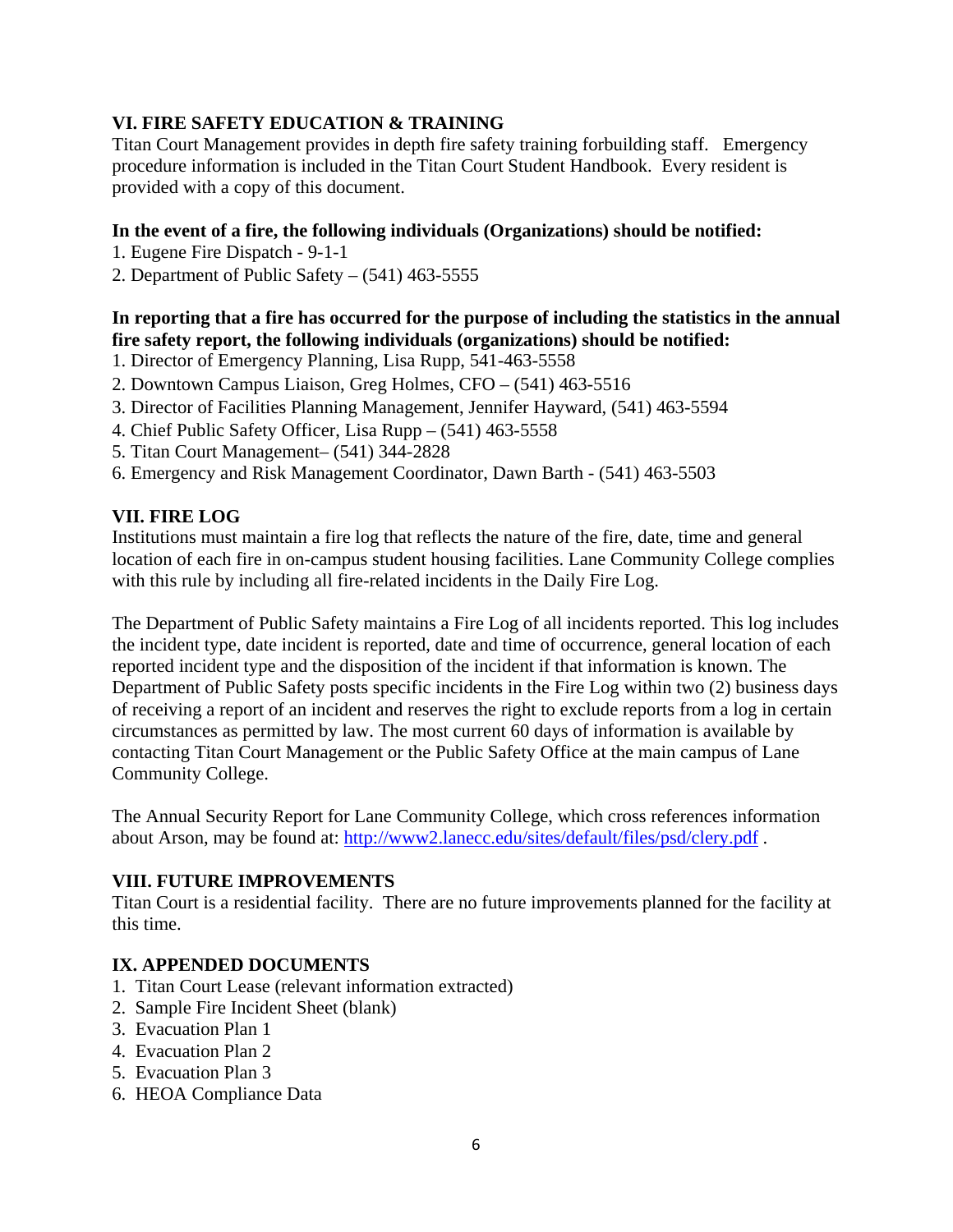## VI. FIRE SAFETY EDUCATION & TRAINING

Titan Court Management provides in depth fire safety training forbuilding staff. Emergency procedure information is included in the Titan Court Student Handbook. Every resident is provided with a copy of this document.

**In the event of a fire, the following individuals (Organizations) should be notified:**

1. Eugene Fire Dispatch - 9-1-1
2. Department of Public Safety – (541) 463-5555

**In reporting that a fire has occurred for the purpose of including the statistics in the annual fire safety report, the following individuals (organizations) should be notified:**

1. Director of Emergency Planning, Lisa Rupp, 541-463-5558
2. Downtown Campus Liaison, Greg Holmes, CFO – (541) 463-5516
3. Director of Facilities Planning Management, Jennifer Hayward, (541) 463-5594
4. Chief Public Safety Officer, Lisa Rupp – (541) 463-5558
5. Titan Court Management– (541) 344-2828
6. Emergency and Risk Management Coordinator, Dawn Barth - (541) 463-5503

## VII. FIRE LOG

Institutions must maintain a fire log that reflects the nature of the fire, date, time and general location of each fire in on-campus student housing facilities. Lane Community College complies with this rule by including all fire-related incidents in the Daily Fire Log.

The Department of Public Safety maintains a Fire Log of all incidents reported. This log includes the incident type, date incident is reported, date and time of occurrence, general location of each reported incident type and the disposition of the incident if that information is known. The Department of Public Safety posts specific incidents in the Fire Log within two (2) business days of receiving a report of an incident and reserves the right to exclude reports from a log in certain circumstances as permitted by law. The most current 60 days of information is available by contacting Titan Court Management or the Public Safety Office at the main campus of Lane Community College.

The Annual Security Report for Lane Community College, which cross references information about Arson, may be found at: [http://www2.lanecc.edu/sites/default/files/psd/clery.pdf](http://www2.lanecc.edu/sites/default/files/psd/clery.pdf) .

## VIII. FUTURE IMPROVEMENTS

Titan Court is a residential facility. There are no future improvements planned for the facility at this time.

## IX. APPENDED DOCUMENTS

1. Titan Court Lease (relevant information extracted)
2. Sample Fire Incident Sheet (blank)
3. Evacuation Plan 1
4. Evacuation Plan 2
5. Evacuation Plan 3
6. HEOA Compliance Data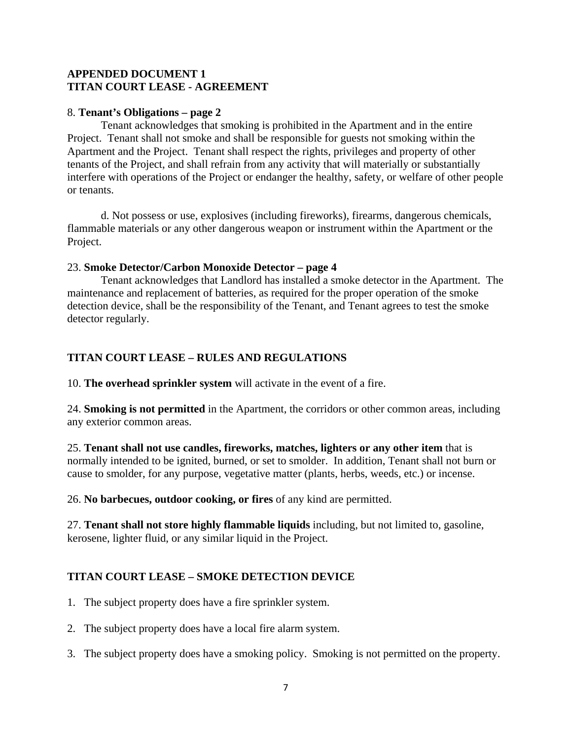**APPENDED DOCUMENT 1**
**TITAN COURT LEASE - AGREEMENT**

8. **Tenant's Obligations – page 2**

Tenant acknowledges that smoking is prohibited in the Apartment and in the entire Project. Tenant shall not smoke and shall be responsible for guests not smoking within the Apartment and the Project. Tenant shall respect the rights, privileges and property of other tenants of the Project, and shall refrain from any activity that will materially or substantially interfere with operations of the Project or endanger the healthy, safety, or welfare of other people or tenants.

d. Not possess or use, explosives (including fireworks), firearms, dangerous chemicals, flammable materials or any other dangerous weapon or instrument within the Apartment or the Project.

23. **Smoke Detector/Carbon Monoxide Detector – page 4**

Tenant acknowledges that Landlord has installed a smoke detector in the Apartment. The maintenance and replacement of batteries, as required for the proper operation of the smoke detection device, shall be the responsibility of the Tenant, and Tenant agrees to test the smoke detector regularly.

**TITAN COURT LEASE – RULES AND REGULATIONS**

10. **The overhead sprinkler system** will activate in the event of a fire.

24. **Smoking is not permitted** in the Apartment, the corridors or other common areas, including any exterior common areas.

25. **Tenant shall not use candles, fireworks, matches, lighters or any other item** that is normally intended to be ignited, burned, or set to smolder. In addition, Tenant shall not burn or cause to smolder, for any purpose, vegetative matter (plants, herbs, weeds, etc.) or incense.

26. **No barbecues, outdoor cooking, or fires** of any kind are permitted.

27. **Tenant shall not store highly flammable liquids** including, but not limited to, gasoline, kerosene, lighter fluid, or any similar liquid in the Project.

**TITAN COURT LEASE – SMOKE DETECTION DEVICE**

1. The subject property does have a fire sprinkler system.
2. The subject property does have a local fire alarm system.
3. The subject property does have a smoking policy. Smoking is not permitted on the property.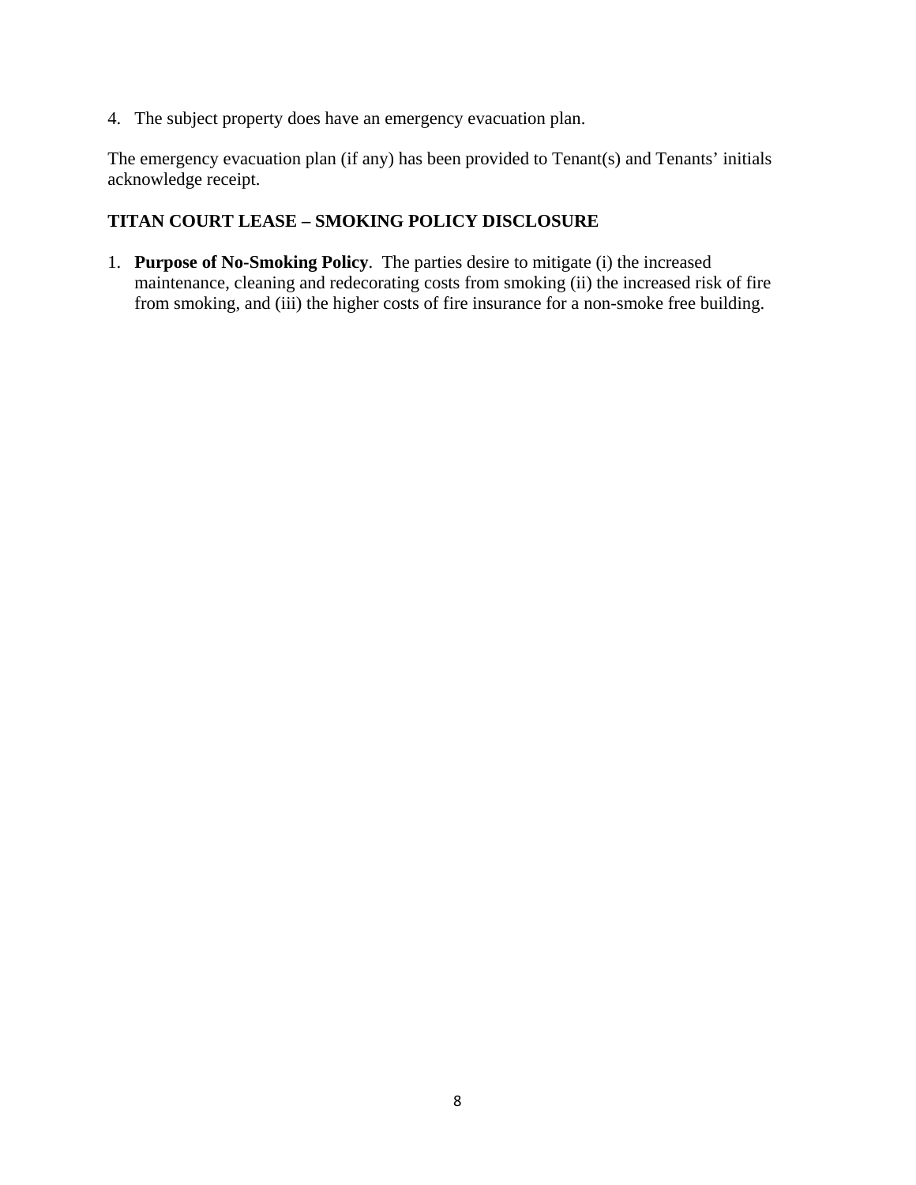4. The subject property does have an emergency evacuation plan.

The emergency evacuation plan (if any) has been provided to Tenant(s) and Tenants' initials acknowledge receipt.

**TITAN COURT LEASE – SMOKING POLICY DISCLOSURE**

1. **Purpose of No-Smoking Policy**. The parties desire to mitigate (i) the increased maintenance, cleaning and redecorating costs from smoking (ii) the increased risk of fire from smoking, and (iii) the higher costs of fire insurance for a non-smoke free building.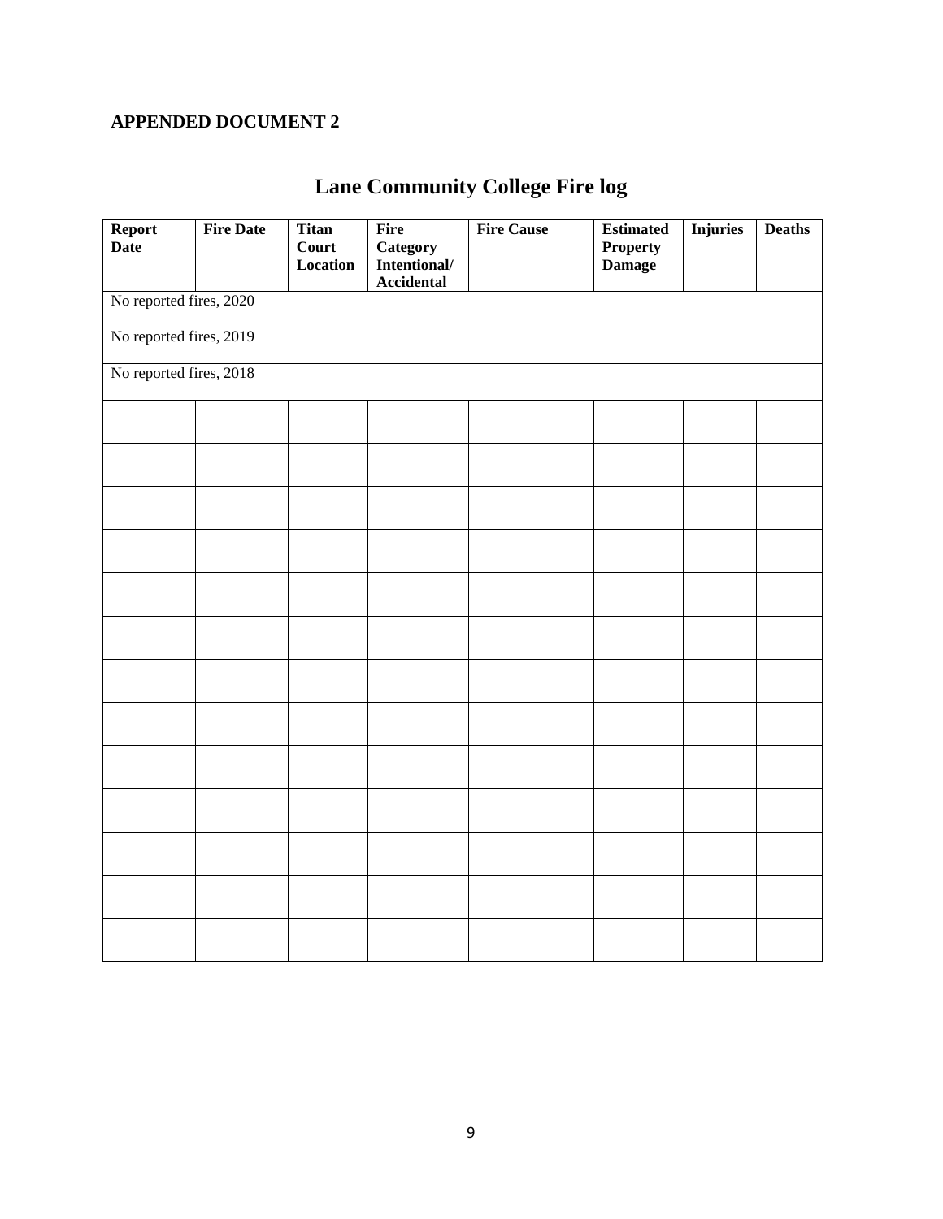**APPENDED DOCUMENT 2**

# Lane Community College Fire log

| Report Date | Fire Date | Titan Court Location | Fire Category Intentional/ Accidental | Fire Cause | Estimated Property Damage | Injuries | Deaths |
|---|---|---|---|---|---|---|---|
| No reported fires, 2020 | | | | | | | |
| No reported fires, 2019 | | | | | | | |
| No reported fires, 2018 | | | | | | | |
| | | | | | | | |
| | | | | | | | |
| | | | | | | | |
| | | | | | | | |
| | | | | | | | |
| | | | | | | | |
| | | | | | | | |
| | | | | | | | |
| | | | | | | | |
| | | | | | | | |
| | | | | | | | |
| | | | | | | | |
| | | | | | | | |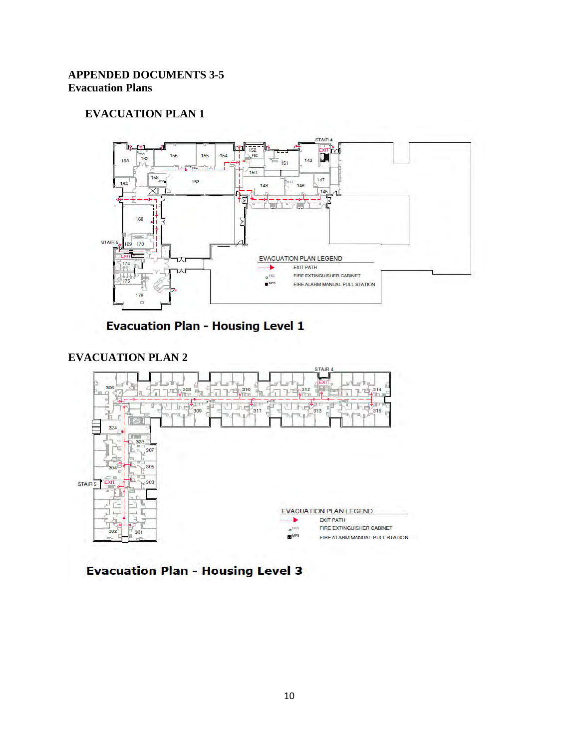**APPENDED DOCUMENTS 3-5**
**Evacuation Plans**

**EVACUATION PLAN 1**

Evacuation Plan - Housing Level 1

**EVACUATION PLAN 2**

Evacuation Plan - Housing Level 3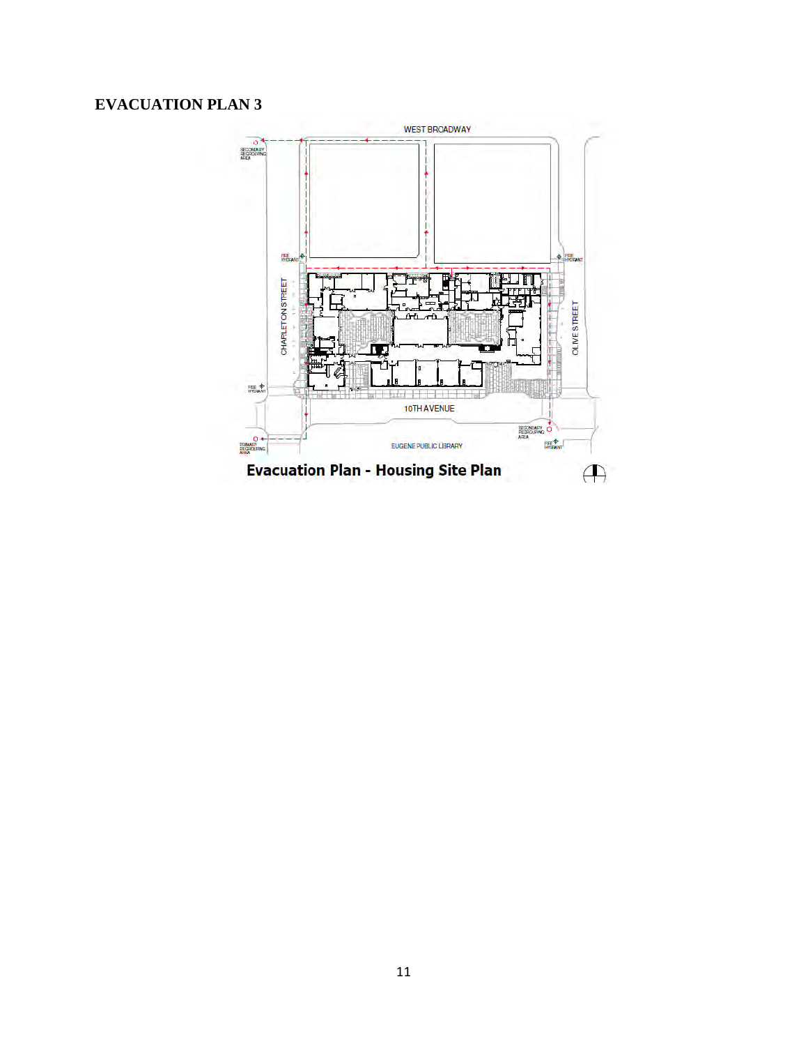## EVACUATION PLAN 3

WEST BROADWAY

SECONDARY REGROUPING AREA

FIRE HYDRANT

FIRE HYDRANT

CHARLETON STREET

OLIVE STREET

FIRE HYDRANT

10TH AVENUE

SECONDARY REGROUPING AREA

PRIMARY REGROUPING AREA

EUGENE PUBLIC LIBRARY

FIRE HYDRANT

**Evacuation Plan - Housing Site Plan**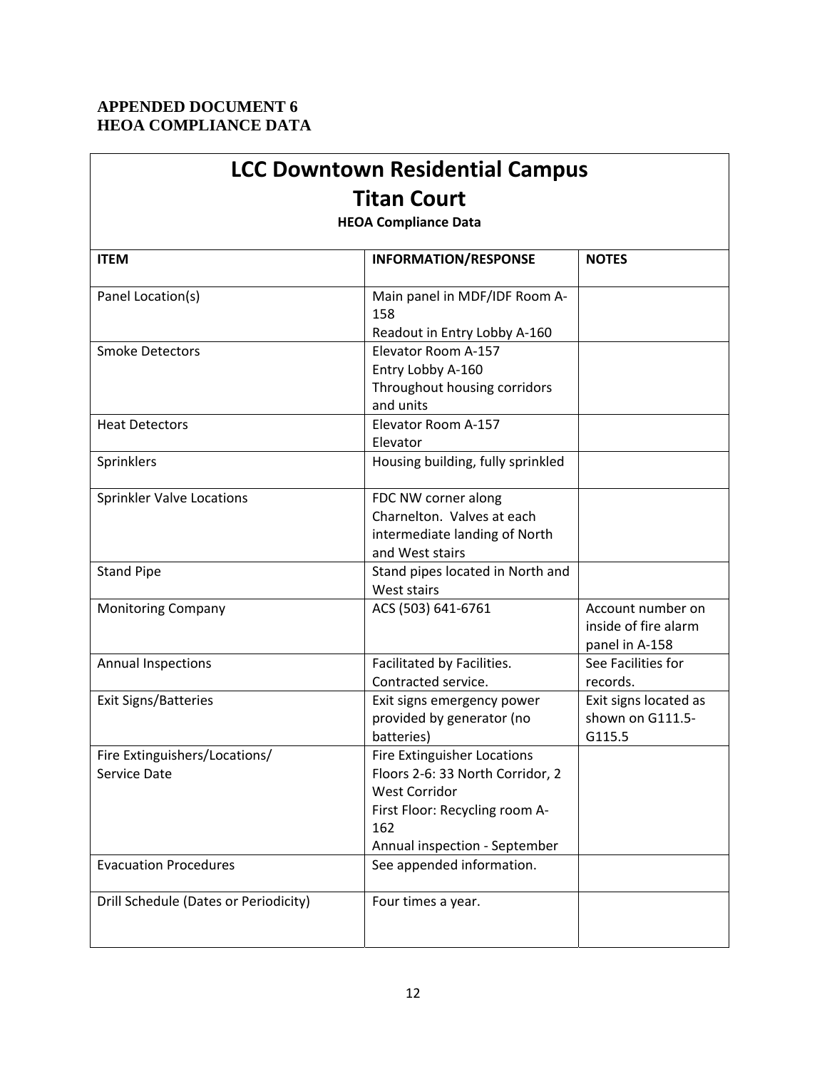**APPENDED DOCUMENT 6**
**HEOA COMPLIANCE DATA**

# LCC Downtown Residential Campus
# Titan Court

**HEOA Compliance Data**

| ITEM | INFORMATION/RESPONSE | NOTES |
|---|---|---|
| Panel Location(s) | Main panel in MDF/IDF Room A-158<br>Readout in Entry Lobby A-160 | |
| Smoke Detectors | Elevator Room A-157<br>Entry Lobby A-160<br>Throughout housing corridors and units | |
| Heat Detectors | Elevator Room A-157<br>Elevator | |
| Sprinklers | Housing building, fully sprinkled | |
| Sprinkler Valve Locations | FDC NW corner along Charnelton. Valves at each intermediate landing of North and West stairs | |
| Stand Pipe | Stand pipes located in North and West stairs | |
| Monitoring Company | ACS (503) 641-6761 | Account number on inside of fire alarm panel in A-158 |
| Annual Inspections | Facilitated by Facilities. Contracted service. | See Facilities for records. |
| Exit Signs/Batteries | Exit signs emergency power provided by generator (no batteries) | Exit signs located as shown on G111.5-G115.5 |
| Fire Extinguishers/Locations/ Service Date | Fire Extinguisher Locations<br>Floors 2-6: 33 North Corridor, 2 West Corridor<br>First Floor: Recycling room A-162<br>Annual inspection - September | |
| Evacuation Procedures | See appended information. | |
| Drill Schedule (Dates or Periodicity) | Four times a year. | |